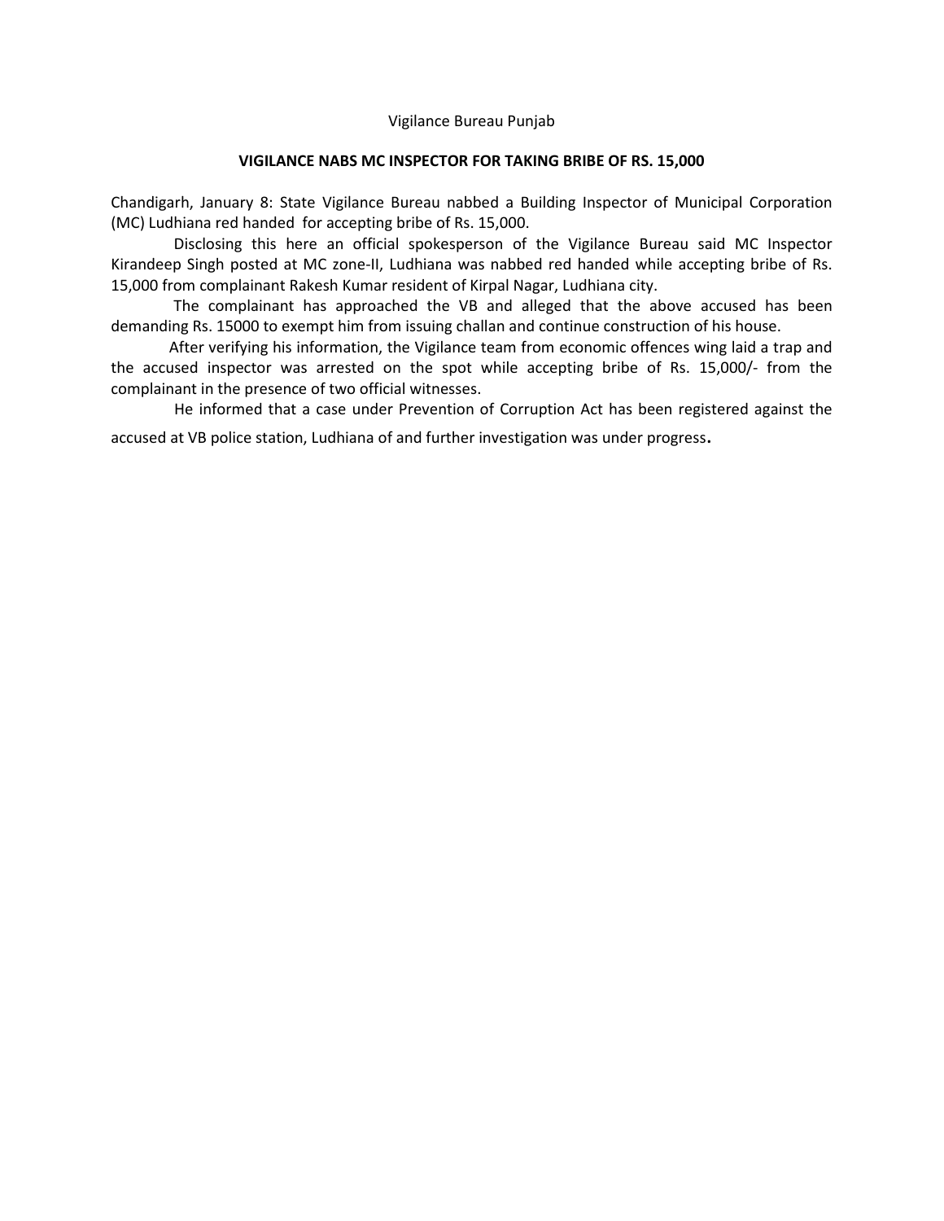Vigilance Bureau Punjab

**VIGILANCE NABS MC INSPECTOR FOR TAKING BRIBE OF RS. 15,000**

Chandigarh, January 8: State Vigilance Bureau nabbed a Building Inspector of Municipal Corporation (MC) Ludhiana red handed for accepting bribe of Rs. 15,000.

Disclosing this here an official spokesperson of the Vigilance Bureau said MC Inspector Kirandeep Singh posted at MC zone-II, Ludhiana was nabbed red handed while accepting bribe of Rs. 15,000 from complainant Rakesh Kumar resident of Kirpal Nagar, Ludhiana city.

The complainant has approached the VB and alleged that the above accused has been demanding Rs. 15000 to exempt him from issuing challan and continue construction of his house.

After verifying his information, the Vigilance team from economic offences wing laid a trap and the accused inspector was arrested on the spot while accepting bribe of Rs. 15,000/- from the complainant in the presence of two official witnesses.

He informed that a case under Prevention of Corruption Act has been registered against the accused at VB police station, Ludhiana of and further investigation was under progress.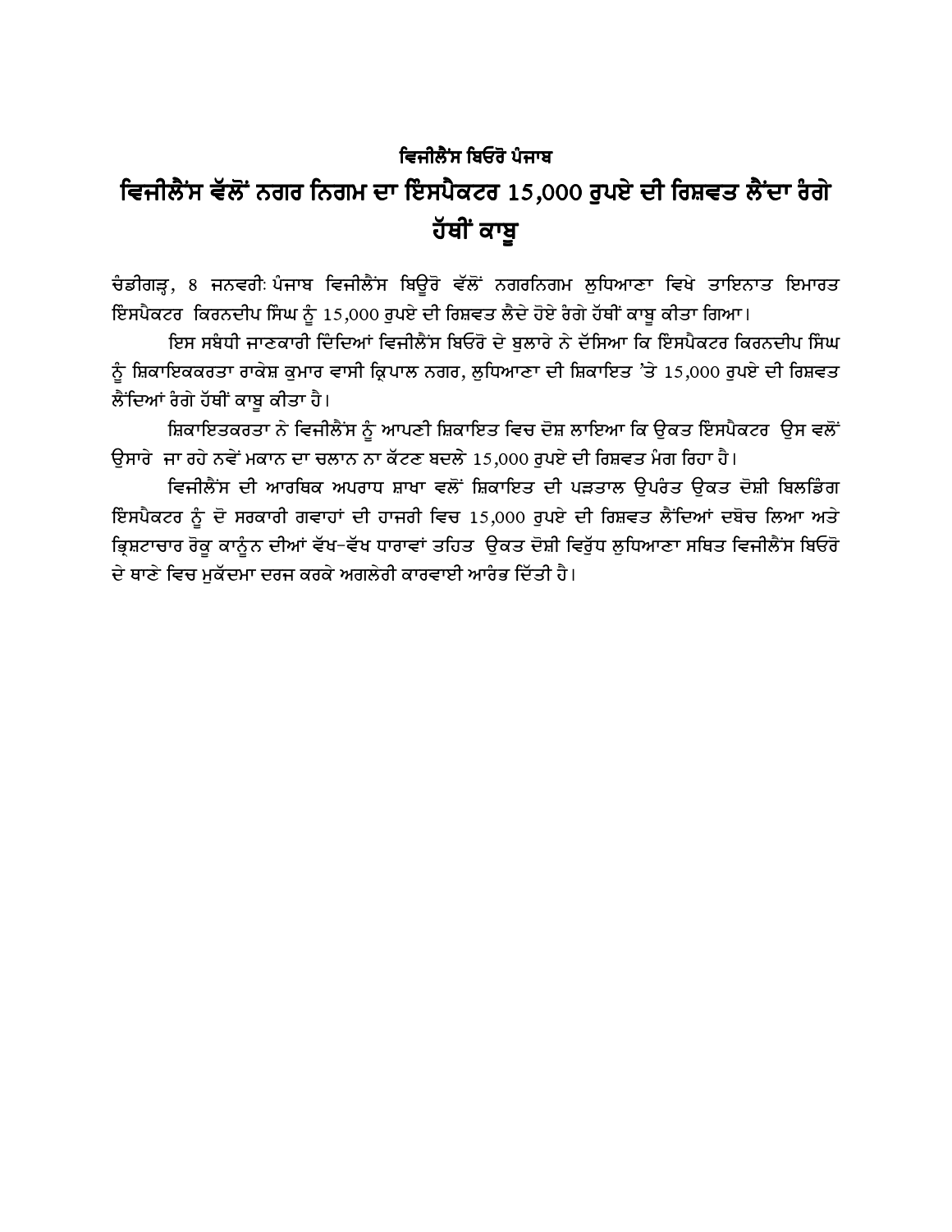**ਵਿਜੀਲੈਂਸ ਬਿਓਰੋ ਪੰਜਾਬ**

# ਵਿਜੀਲੈਂਸ ਵੱਲੋਂ ਨਗਰ ਨਿਗਮ ਦਾ ਇੰਸਪੈਕਟਰ 15,000 ਰੁਪਏ ਦੀ ਰਿਸ਼ਵਤ ਲੈਂਦਾ ਰੰਗੇ ਹੱਥੀਂ ਕਾਬੂ

ਚੰਡੀਗੜ੍ਹ, 8 ਜਨਵਰੀ: ਪੰਜਾਬ ਵਿਜੀਲੈਂਸ ਬਿਊਰੋ ਵੱਲੋਂ ਨਗਰਨਿਗਮ ਲੁਧਿਆਣਾ ਵਿਖੇ ਤਾਇਨਾਤ ਇਮਾਰਤ ਇੰਸਪੈਕਟਰ ਕਿਰਨਦੀਪ ਸਿੰਘ ਨੂੰ 15,000 ਰੁਪਏ ਦੀ ਰਿਸ਼ਵਤ ਲੈਦੇ ਹੋਏ ਰੰਗੇ ਹੱਥੀਂ ਕਾਬੂ ਕੀਤਾ ਗਿਆ।

ਇਸ ਸਬੰਧੀ ਜਾਣਕਾਰੀ ਦਿੰਦਿਆਂ ਵਿਜੀਲੈਂਸ ਬਿਓਰੋ ਦੇ ਬੁਲਾਰੇ ਨੇ ਦੱਸਿਆ ਕਿ ਇੰਸਪੈਕਟਰ ਕਿਰਨਦੀਪ ਸਿੰਘ ਨੂੰ ਸ਼ਿਕਾਇਕਕਰਤਾ ਰਾਕੇਸ਼ ਕੁਮਾਰ ਵਾਸੀ ਕ੍ਰਿਪਾਲ ਨਗਰ, ਲੁਧਿਆਣਾ ਦੀ ਸ਼ਿਕਾਇਤ 'ਤੇ 15,000 ਰੁਪਏ ਦੀ ਰਿਸ਼ਵਤ ਲੈਂਦਿਆਂ ਰੰਗੇ ਹੱਥੀਂ ਕਾਬੂ ਕੀਤਾ ਹੈ।

ਸ਼ਿਕਾਇਤਕਰਤਾ ਨੇ ਵਿਜੀਲੈਂਸ ਨੂੰ ਆਪਣੀ ਸ਼ਿਕਾਇਤ ਵਿਚ ਦੋਸ਼ ਲਾਇਆ ਕਿ ਉਕਤ ਇੰਸਪੈਕਟਰ ਉਸ ਵਲੋਂ ਉਸਾਰੇ ਜਾ ਰਹੇ ਨਵੇਂ ਮਕਾਨ ਦਾ ਚਲਾਨ ਨਾ ਕੱਟਣ ਬਦਲੇ 15,000 ਰੁਪਏ ਦੀ ਰਿਸ਼ਵਤ ਮੰਗ ਰਿਹਾ ਹੈ।

ਵਿਜੀਲੈਂਸ ਦੀ ਆਰਥਿਕ ਅਪਰਾਧ ਸ਼ਾਖਾ ਵਲੋਂ ਸ਼ਿਕਾਇਤ ਦੀ ਪੜਤਾਲ ਉਪਰੰਤ ਉਕਤ ਦੋਸ਼ੀ ਬਿਲਡਿੰਗ ਇੰਸਪੈਕਟਰ ਨੂੰ ਦੋ ਸਰਕਾਰੀ ਗਵਾਹਾਂ ਦੀ ਹਾਜਰੀ ਵਿਚ 15,000 ਰੁਪਏ ਦੀ ਰਿਸ਼ਵਤ ਲੈਂਦਿਆਂ ਦਬੋਚ ਲਿਆ ਅਤੇ ਭ੍ਰਿਸ਼ਟਾਚਾਰ ਰੋਕੂ ਕਾਨੂੰਨ ਦੀਆਂ ਵੱਖ-ਵੱਖ ਧਾਰਾਵਾਂ ਤਹਿਤ ਉਕਤ ਦੋਸ਼ੀ ਵਿਰੁੱਧ ਲੁਧਿਆਣਾ ਸਥਿਤ ਵਿਜੀਲੈਂਸ ਬਿਓਰੋ ਦੇ ਥਾਣੇ ਵਿਚ ਮੁਕੱਦਮਾ ਦਰਜ ਕਰਕੇ ਅਗਲੇਰੀ ਕਾਰਵਾਈ ਆਰੰਭ ਦਿੱਤੀ ਹੈ।